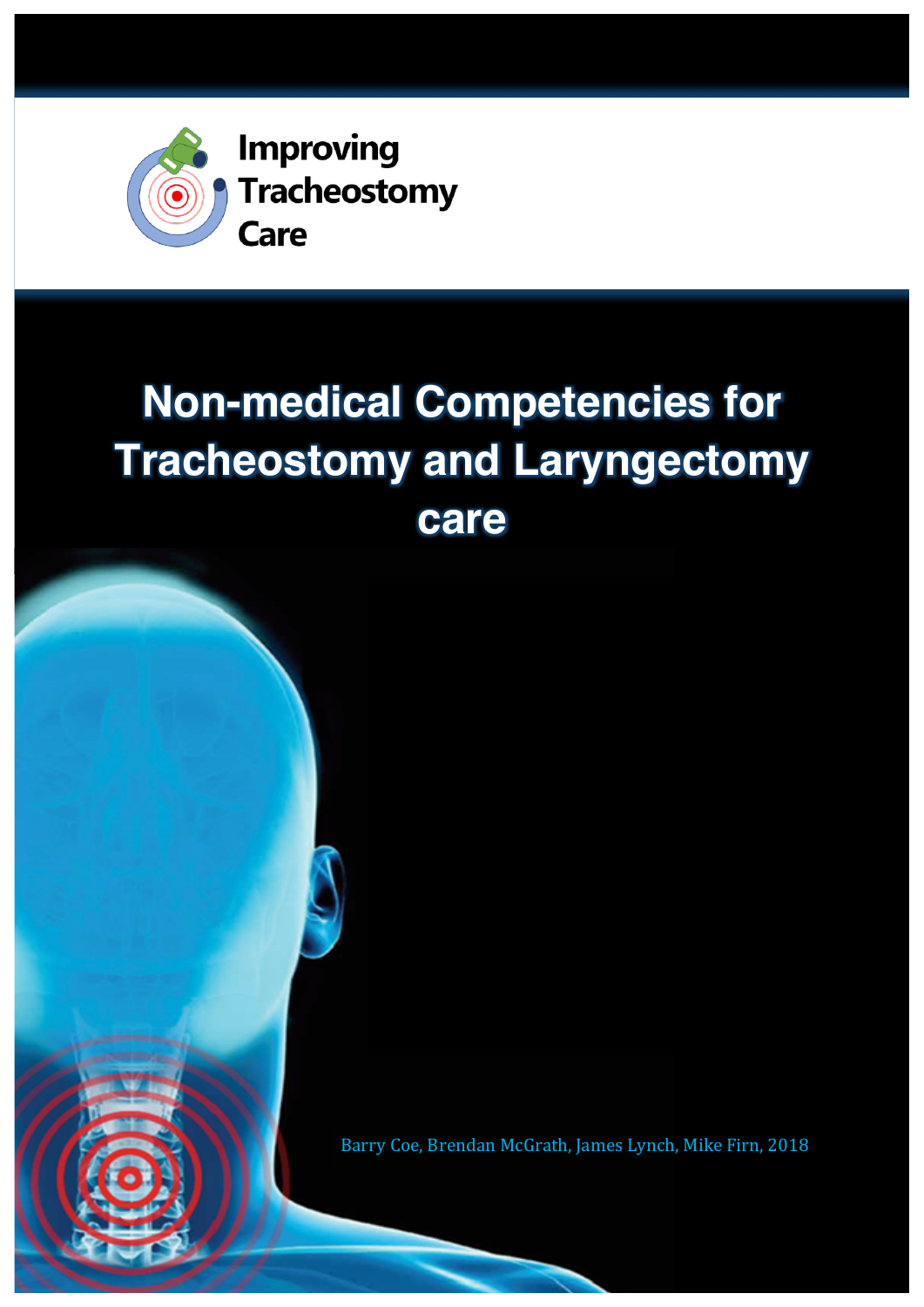Improving Tracheostomy Care

# Non-medical Competencies for Tracheostomy and Laryngectomy care

Barry Coe, Brendan McGrath, James Lynch, Mike Firn, 2018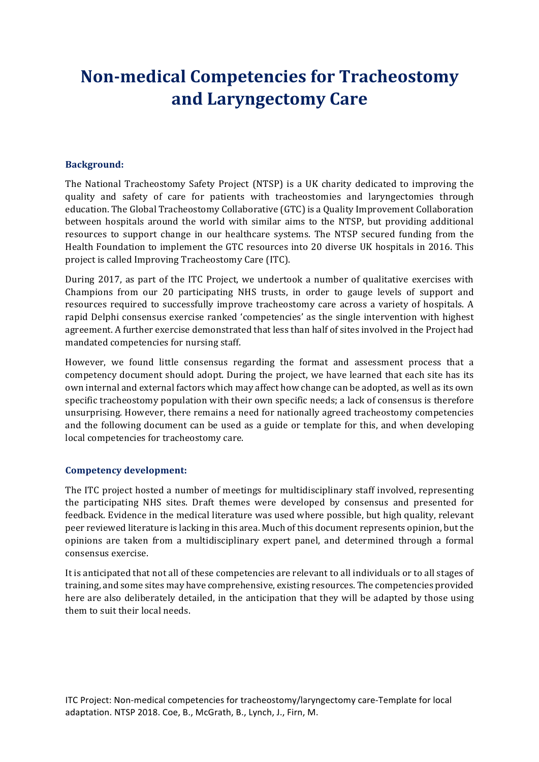# Non-medical Competencies for Tracheostomy and Laryngectomy Care

### Background:

The National Tracheostomy Safety Project (NTSP) is a UK charity dedicated to improving the quality and safety of care for patients with tracheostomies and laryngectomies through education. The Global Tracheostomy Collaborative (GTC) is a Quality Improvement Collaboration between hospitals around the world with similar aims to the NTSP, but providing additional resources to support change in our healthcare systems. The NTSP secured funding from the Health Foundation to implement the GTC resources into 20 diverse UK hospitals in 2016. This project is called Improving Tracheostomy Care (ITC).

During 2017, as part of the ITC Project, we undertook a number of qualitative exercises with Champions from our 20 participating NHS trusts, in order to gauge levels of support and resources required to successfully improve tracheostomy care across a variety of hospitals. A rapid Delphi consensus exercise ranked 'competencies' as the single intervention with highest agreement. A further exercise demonstrated that less than half of sites involved in the Project had mandated competencies for nursing staff.

However, we found little consensus regarding the format and assessment process that a competency document should adopt. During the project, we have learned that each site has its own internal and external factors which may affect how change can be adopted, as well as its own specific tracheostomy population with their own specific needs; a lack of consensus is therefore unsurprising. However, there remains a need for nationally agreed tracheostomy competencies and the following document can be used as a guide or template for this, and when developing local competencies for tracheostomy care.

### Competency development:

The ITC project hosted a number of meetings for multidisciplinary staff involved, representing the participating NHS sites. Draft themes were developed by consensus and presented for feedback. Evidence in the medical literature was used where possible, but high quality, relevant peer reviewed literature is lacking in this area. Much of this document represents opinion, but the opinions are taken from a multidisciplinary expert panel, and determined through a formal consensus exercise.

It is anticipated that not all of these competencies are relevant to all individuals or to all stages of training, and some sites may have comprehensive, existing resources. The competencies provided here are also deliberately detailed, in the anticipation that they will be adapted by those using them to suit their local needs.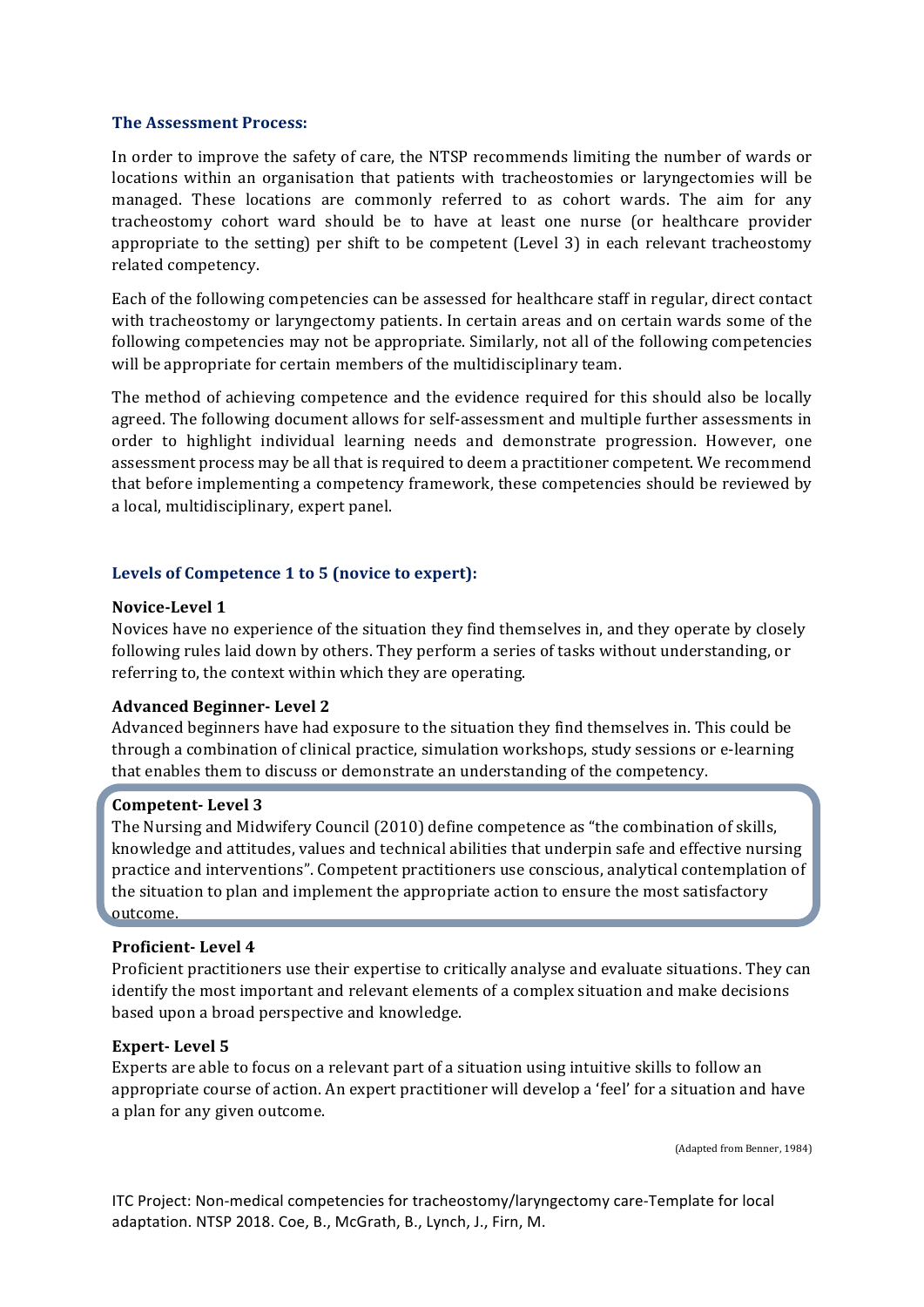## The Assessment Process:

In order to improve the safety of care, the NTSP recommends limiting the number of wards or locations within an organisation that patients with tracheostomies or laryngectomies will be managed. These locations are commonly referred to as cohort wards. The aim for any tracheostomy cohort ward should be to have at least one nurse (or healthcare provider appropriate to the setting) per shift to be competent (Level 3) in each relevant tracheostomy related competency.

Each of the following competencies can be assessed for healthcare staff in regular, direct contact with tracheostomy or laryngectomy patients. In certain areas and on certain wards some of the following competencies may not be appropriate. Similarly, not all of the following competencies will be appropriate for certain members of the multidisciplinary team.

The method of achieving competence and the evidence required for this should also be locally agreed. The following document allows for self-assessment and multiple further assessments in order to highlight individual learning needs and demonstrate progression. However, one assessment process may be all that is required to deem a practitioner competent. We recommend that before implementing a competency framework, these competencies should be reviewed by a local, multidisciplinary, expert panel.

## Levels of Competence 1 to 5 (novice to expert):

**Novice-Level 1**

Novices have no experience of the situation they find themselves in, and they operate by closely following rules laid down by others. They perform a series of tasks without understanding, or referring to, the context within which they are operating.

**Advanced Beginner- Level 2**

Advanced beginners have had exposure to the situation they find themselves in. This could be through a combination of clinical practice, simulation workshops, study sessions or e-learning that enables them to discuss or demonstrate an understanding of the competency.

**Competent- Level 3**

The Nursing and Midwifery Council (2010) define competence as "the combination of skills, knowledge and attitudes, values and technical abilities that underpin safe and effective nursing practice and interventions". Competent practitioners use conscious, analytical contemplation of the situation to plan and implement the appropriate action to ensure the most satisfactory outcome.

**Proficient- Level 4**

Proficient practitioners use their expertise to critically analyse and evaluate situations. They can identify the most important and relevant elements of a complex situation and make decisions based upon a broad perspective and knowledge.

**Expert- Level 5**

Experts are able to focus on a relevant part of a situation using intuitive skills to follow an appropriate course of action. An expert practitioner will develop a 'feel' for a situation and have a plan for any given outcome.

(Adapted from Benner, 1984)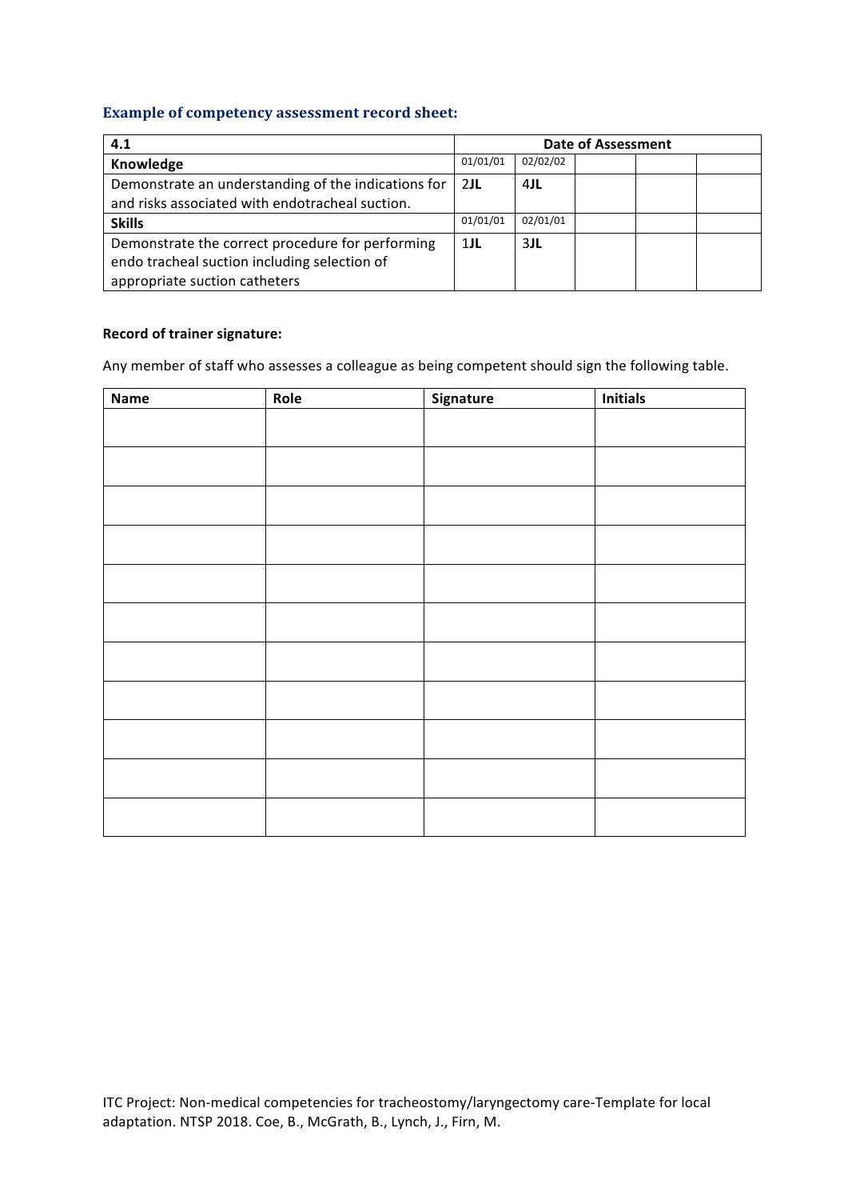### Example of competency assessment record sheet:

| 4.1 | Date of Assessment | | | | |
|---|---|---|---|---|---|
| **Knowledge** | 01/01/01 | 02/02/02 | | | |
| Demonstrate an understanding of the indications for and risks associated with endotracheal suction. | **2JL** | **4JL** | | | |
| **Skills** | 01/01/01 | 02/01/01 | | | |
| Demonstrate the correct procedure for performing endo tracheal suction including selection of appropriate suction catheters | **1JL** | **3JL** | | | |

**Record of trainer signature:**

Any member of staff who assesses a colleague as being competent should sign the following table.

| Name | Role | Signature | Initials |
|---|---|---|---|
| | | | |
| | | | |
| | | | |
| | | | |
| | | | |
| | | | |
| | | | |
| | | | |
| | | | |
| | | | |
| | | | |

ITC Project: Non-medical competencies for tracheostomy/laryngectomy care-Template for local adaptation. NTSP 2018. Coe, B., McGrath, B., Lynch, J., Firn, M.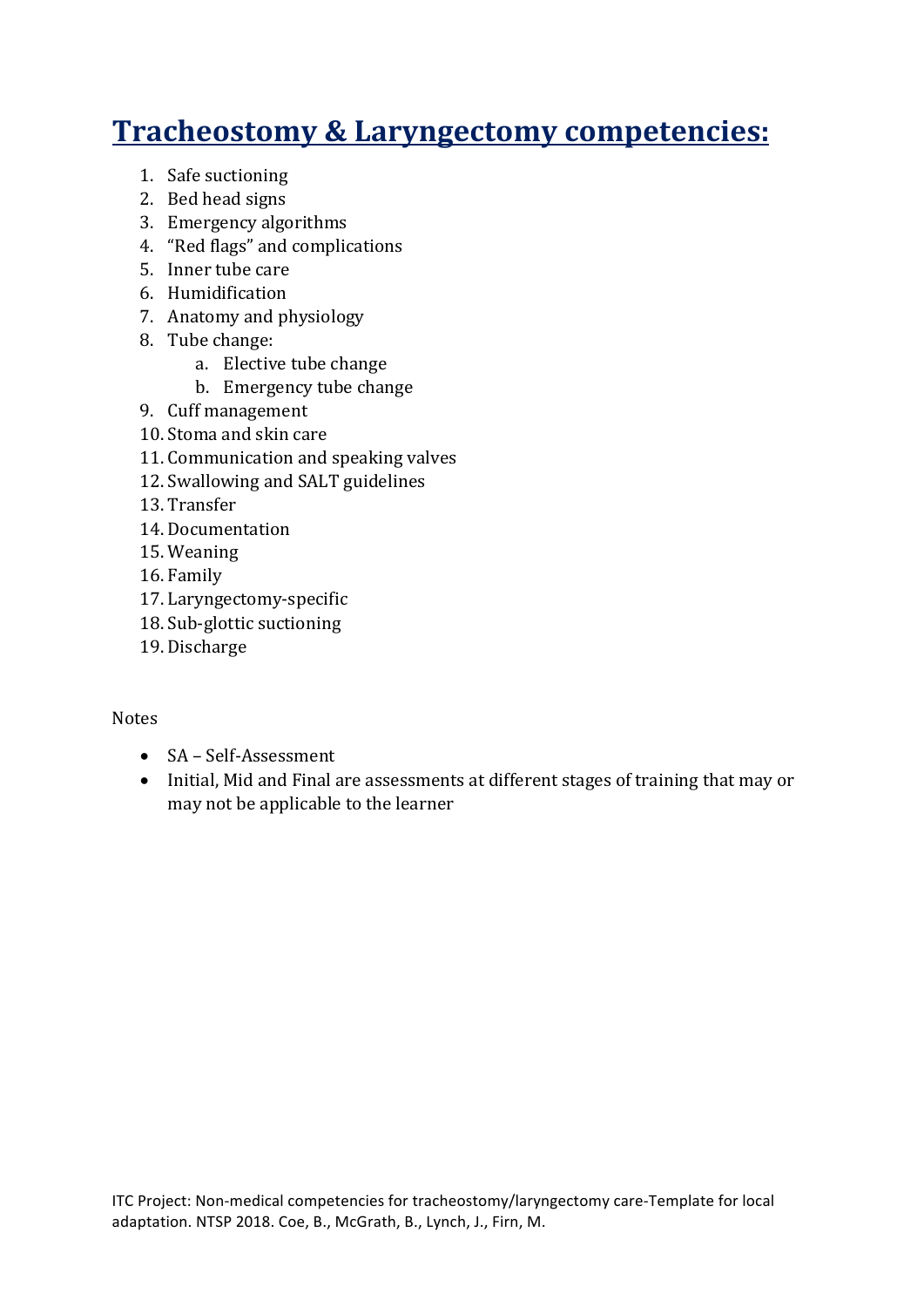# Tracheostomy & Laryngectomy competencies:

1. Safe suctioning
2. Bed head signs
3. Emergency algorithms
4. "Red flags" and complications
5. Inner tube care
6. Humidification
7. Anatomy and physiology
8. Tube change:
    a. Elective tube change
    b. Emergency tube change
9. Cuff management
10. Stoma and skin care
11. Communication and speaking valves
12. Swallowing and SALT guidelines
13. Transfer
14. Documentation
15. Weaning
16. Family
17. Laryngectomy-specific
18. Sub-glottic suctioning
19. Discharge

Notes

- SA – Self-Assessment
- Initial, Mid and Final are assessments at different stages of training that may or may not be applicable to the learner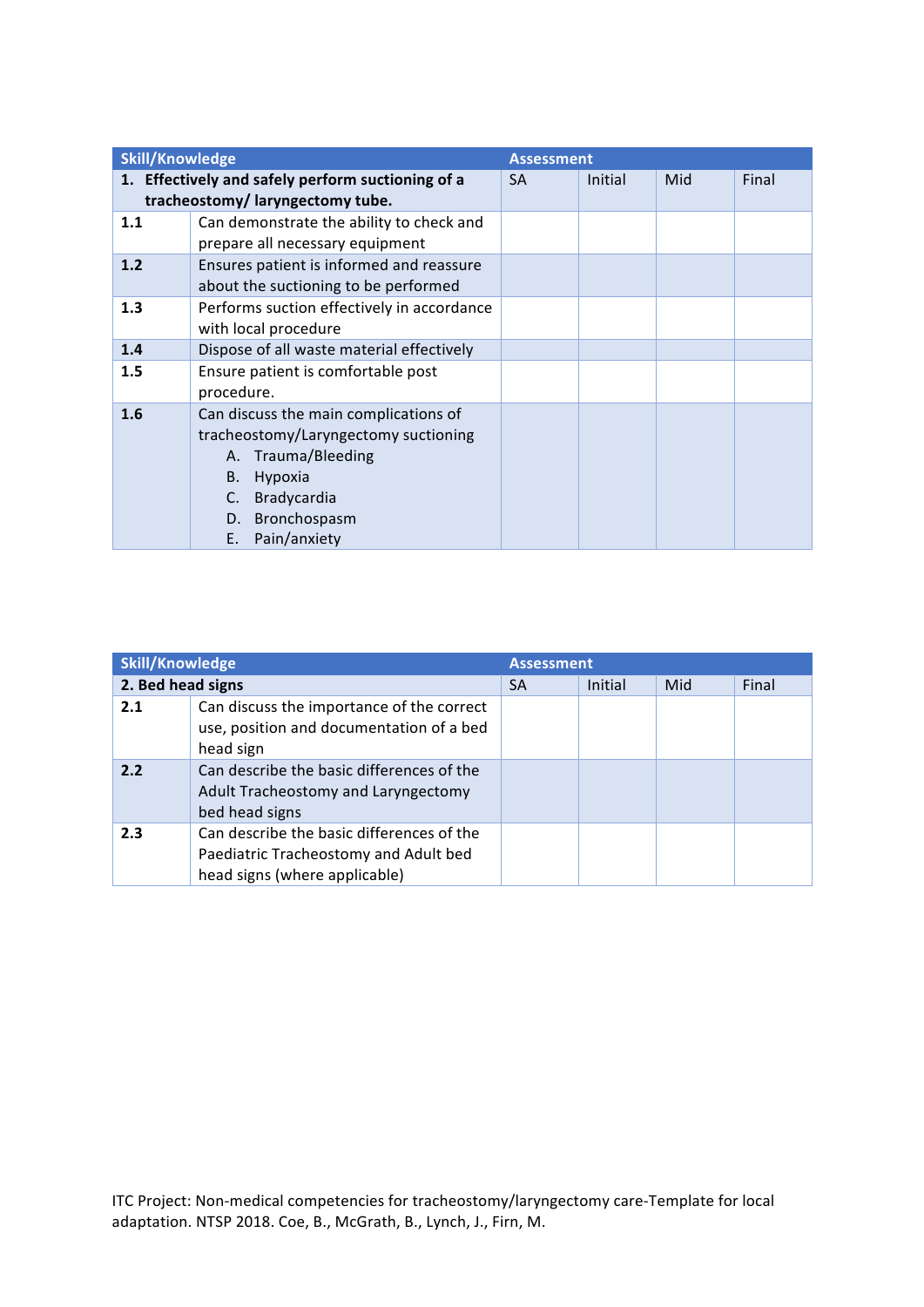| Skill/Knowledge | | Assessment | | | |
|---|---|---|---|---|---|
| **1. Effectively and safely perform suctioning of a tracheostomy/ laryngectomy tube.** | | SA | Initial | Mid | Final |
| **1.1** | Can demonstrate the ability to check and prepare all necessary equipment | | | | |
| **1.2** | Ensures patient is informed and reassure about the suctioning to be performed | | | | |
| **1.3** | Performs suction effectively in accordance with local procedure | | | | |
| **1.4** | Dispose of all waste material effectively | | | | |
| **1.5** | Ensure patient is comfortable post procedure. | | | | |
| **1.6** | Can discuss the main complications of tracheostomy/Laryngectomy suctioning<br>A. Trauma/Bleeding<br>B. Hypoxia<br>C. Bradycardia<br>D. Bronchospasm<br>E. Pain/anxiety | | | | |

| Skill/Knowledge | | Assessment | | | |
|---|---|---|---|---|---|
| **2. Bed head signs** | | SA | Initial | Mid | Final |
| **2.1** | Can discuss the importance of the correct use, position and documentation of a bed head sign | | | | |
| **2.2** | Can describe the basic differences of the Adult Tracheostomy and Laryngectomy bed head signs | | | | |
| **2.3** | Can describe the basic differences of the Paediatric Tracheostomy and Adult bed head signs (where applicable) | | | | |

ITC Project: Non-medical competencies for tracheostomy/laryngectomy care-Template for local adaptation. NTSP 2018. Coe, B., McGrath, B., Lynch, J., Firn, M.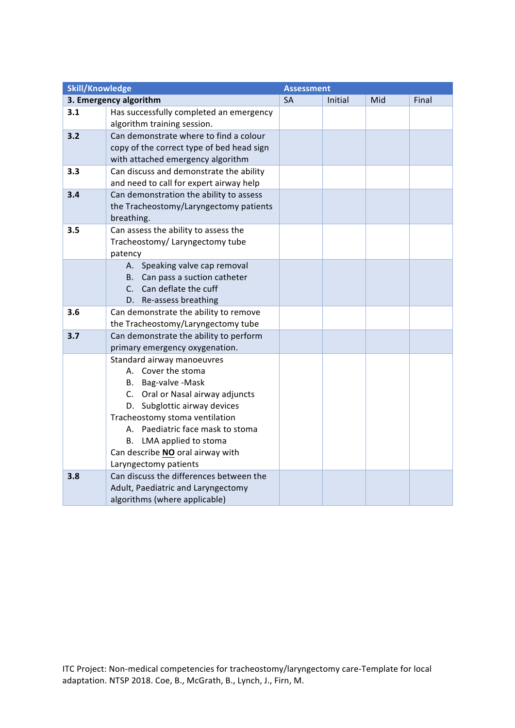| Skill/Knowledge | | Assessment | | | |
|---|---|---|---|---|---|
| **3. Emergency algorithm** | | SA | Initial | Mid | Final |
| **3.1** | Has successfully completed an emergency algorithm training session. | | | | |
| **3.2** | Can demonstrate where to find a colour copy of the correct type of bed head sign with attached emergency algorithm | | | | |
| **3.3** | Can discuss and demonstrate the ability and need to call for expert airway help | | | | |
| **3.4** | Can demonstration the ability to assess the Tracheostomy/Laryngectomy patients breathing. | | | | |
| **3.5** | Can assess the ability to assess the Tracheostomy/ Laryngectomy tube patency | | | | |
| | A. Speaking valve cap removal<br>B. Can pass a suction catheter<br>C. Can deflate the cuff<br>D. Re-assess breathing | | | | |
| **3.6** | Can demonstrate the ability to remove the Tracheostomy/Laryngectomy tube | | | | |
| **3.7** | Can demonstrate the ability to perform primary emergency oxygenation. | | | | |
| | Standard airway manoeuvres<br>A. Cover the stoma<br>B. Bag-valve -Mask<br>C. Oral or Nasal airway adjuncts<br>D. Subglottic airway devices<br>Tracheostomy stoma ventilation<br>A. Paediatric face mask to stoma<br>B. LMA applied to stoma<br>Can describe **NO** oral airway with Laryngectomy patients | | | | |
| **3.8** | Can discuss the differences between the Adult, Paediatric and Laryngectomy algorithms (where applicable) | | | | |

ITC Project: Non-medical competencies for tracheostomy/laryngectomy care-Template for local adaptation. NTSP 2018. Coe, B., McGrath, B., Lynch, J., Firn, M.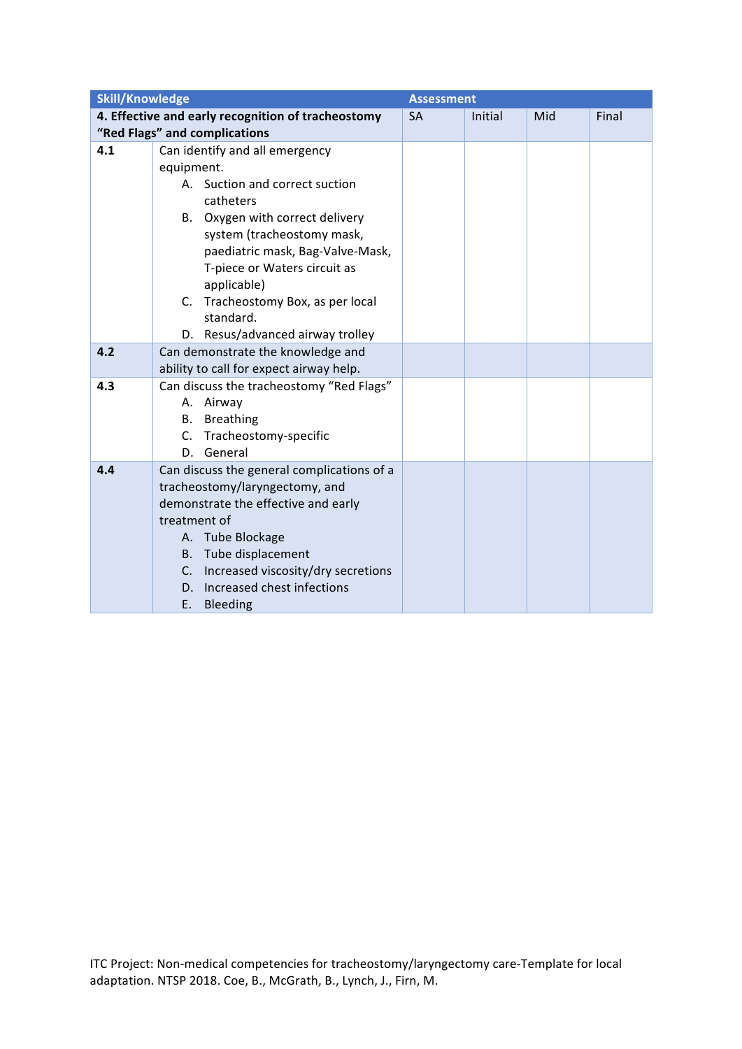| Skill/Knowledge | | Assessment | | | |
|---|---|---|---|---|---|
| **4. Effective and early recognition of tracheostomy “Red Flags” and complications** | | SA | Initial | Mid | Final |
| **4.1** | Can identify and all emergency equipment.<br>A. Suction and correct suction catheters<br>B. Oxygen with correct delivery system (tracheostomy mask, paediatric mask, Bag-Valve-Mask, T-piece or Waters circuit as applicable)<br>C. Tracheostomy Box, as per local standard.<br>D. Resus/advanced airway trolley | | | | |
| **4.2** | Can demonstrate the knowledge and ability to call for expect airway help. | | | | |
| **4.3** | Can discuss the tracheostomy “Red Flags”<br>A. Airway<br>B. Breathing<br>C. Tracheostomy-specific<br>D. General | | | | |
| **4.4** | Can discuss the general complications of a tracheostomy/laryngectomy, and demonstrate the effective and early treatment of<br>A. Tube Blockage<br>B. Tube displacement<br>C. Increased viscosity/dry secretions<br>D. Increased chest infections<br>E. Bleeding | | | | |

ITC Project: Non-medical competencies for tracheostomy/laryngectomy care-Template for local adaptation. NTSP 2018. Coe, B., McGrath, B., Lynch, J., Firn, M.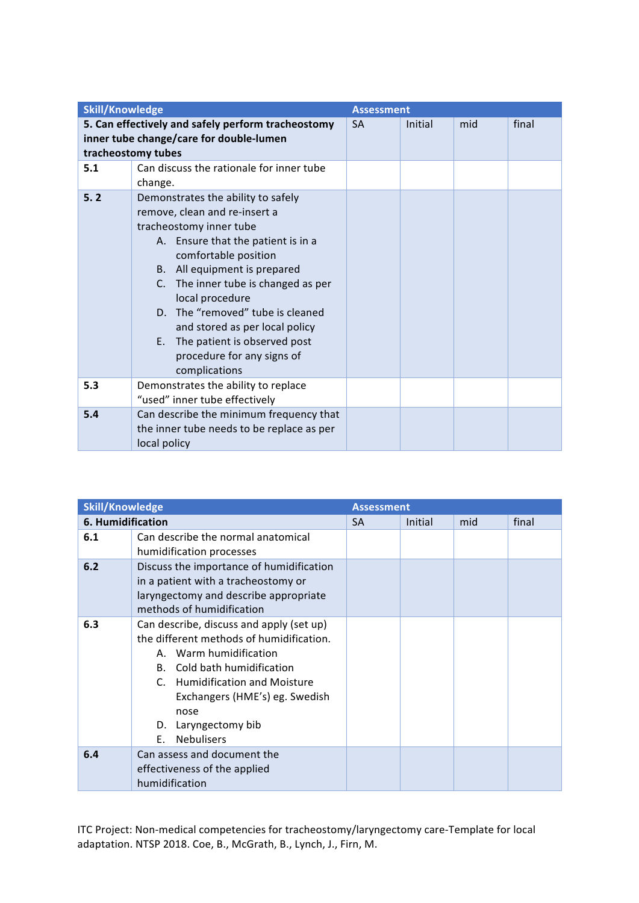| Skill/Knowledge | | Assessment | | | |
|---|---|---|---|---|---|
| **5. Can effectively and safely perform tracheostomy inner tube change/care for double-lumen tracheostomy tubes** | | SA | Initial | mid | final |
| **5.1** | Can discuss the rationale for inner tube change. | | | | |
| **5. 2** | Demonstrates the ability to safely remove, clean and re-insert a tracheostomy inner tube<br>A. Ensure that the patient is in a comfortable position<br>B. All equipment is prepared<br>C. The inner tube is changed as per local procedure<br>D. The "removed" tube is cleaned and stored as per local policy<br>E. The patient is observed post procedure for any signs of complications | | | | |
| **5.3** | Demonstrates the ability to replace "used" inner tube effectively | | | | |
| **5.4** | Can describe the minimum frequency that the inner tube needs to be replace as per local policy | | | | |

| Skill/Knowledge | | Assessment | | | |
|---|---|---|---|---|---|
| **6. Humidification** | | SA | Initial | mid | final |
| **6.1** | Can describe the normal anatomical humidification processes | | | | |
| **6.2** | Discuss the importance of humidification in a patient with a tracheostomy or laryngectomy and describe appropriate methods of humidification | | | | |
| **6.3** | Can describe, discuss and apply (set up) the different methods of humidification.<br>A. Warm humidification<br>B. Cold bath humidification<br>C. Humidification and Moisture Exchangers (HME's) eg. Swedish nose<br>D. Laryngectomy bib<br>E. Nebulisers | | | | |
| **6.4** | Can assess and document the effectiveness of the applied humidification | | | | |

ITC Project: Non-medical competencies for tracheostomy/laryngectomy care-Template for local adaptation. NTSP 2018. Coe, B., McGrath, B., Lynch, J., Firn, M.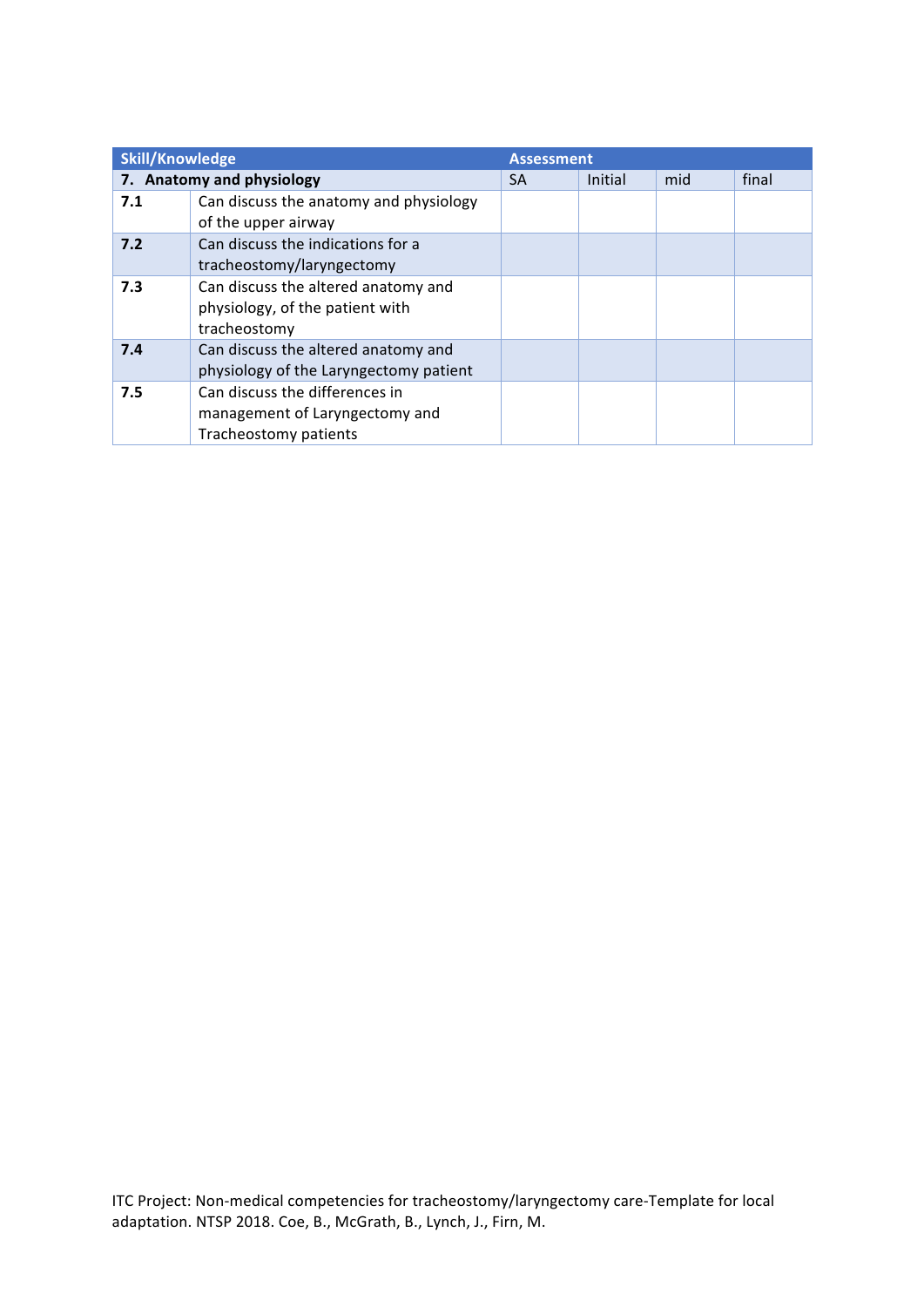| Skill/Knowledge | | Assessment | | | |
|---|---|---|---|---|---|
| **7. Anatomy and physiology** | | SA | Initial | mid | final |
| **7.1** | Can discuss the anatomy and physiology of the upper airway | | | | |
| **7.2** | Can discuss the indications for a tracheostomy/laryngectomy | | | | |
| **7.3** | Can discuss the altered anatomy and physiology, of the patient with tracheostomy | | | | |
| **7.4** | Can discuss the altered anatomy and physiology of the Laryngectomy patient | | | | |
| **7.5** | Can discuss the differences in management of Laryngectomy and Tracheostomy patients | | | | |

ITC Project: Non-medical competencies for tracheostomy/laryngectomy care-Template for local adaptation. NTSP 2018. Coe, B., McGrath, B., Lynch, J., Firn, M.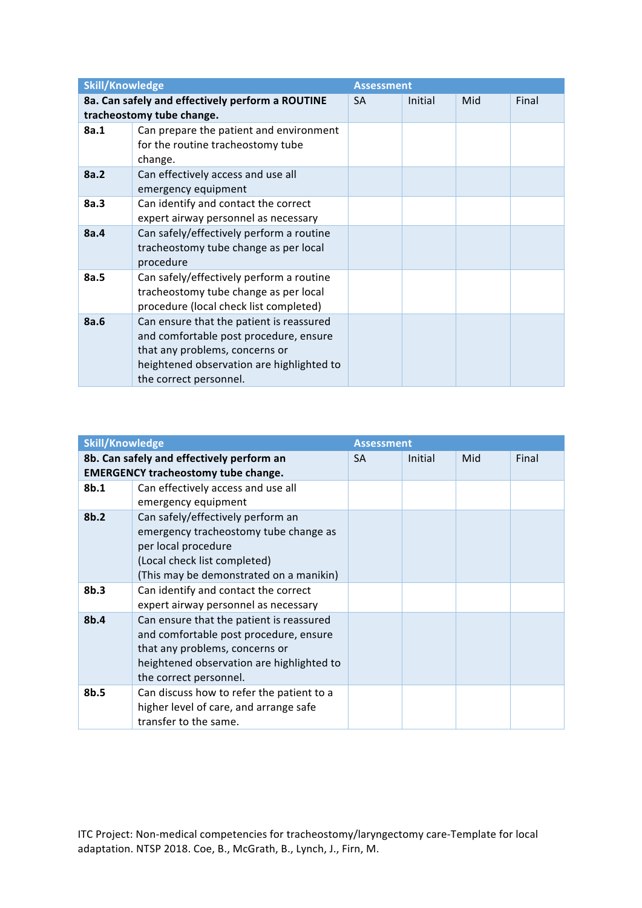| Skill/Knowledge | | Assessment | | | |
|---|---|---|---|---|---|
| **8a. Can safely and effectively perform a ROUTINE tracheostomy tube change.** | | SA | Initial | Mid | Final |
| **8a.1** | Can prepare the patient and environment for the routine tracheostomy tube change. | | | | |
| **8a.2** | Can effectively access and use all emergency equipment | | | | |
| **8a.3** | Can identify and contact the correct expert airway personnel as necessary | | | | |
| **8a.4** | Can safely/effectively perform a routine tracheostomy tube change as per local procedure | | | | |
| **8a.5** | Can safely/effectively perform a routine tracheostomy tube change as per local procedure (local check list completed) | | | | |
| **8a.6** | Can ensure that the patient is reassured and comfortable post procedure, ensure that any problems, concerns or heightened observation are highlighted to the correct personnel. | | | | |

| Skill/Knowledge | | Assessment | | | |
|---|---|---|---|---|---|
| **8b. Can safely and effectively perform an EMERGENCY tracheostomy tube change.** | | SA | Initial | Mid | Final |
| **8b.1** | Can effectively access and use all emergency equipment | | | | |
| **8b.2** | Can safely/effectively perform an emergency tracheostomy tube change as per local procedure (Local check list completed) (This may be demonstrated on a manikin) | | | | |
| **8b.3** | Can identify and contact the correct expert airway personnel as necessary | | | | |
| **8b.4** | Can ensure that the patient is reassured and comfortable post procedure, ensure that any problems, concerns or heightened observation are highlighted to the correct personnel. | | | | |
| **8b.5** | Can discuss how to refer the patient to a higher level of care, and arrange safe transfer to the same. | | | | |

ITC Project: Non-medical competencies for tracheostomy/laryngectomy care-Template for local adaptation. NTSP 2018. Coe, B., McGrath, B., Lynch, J., Firn, M.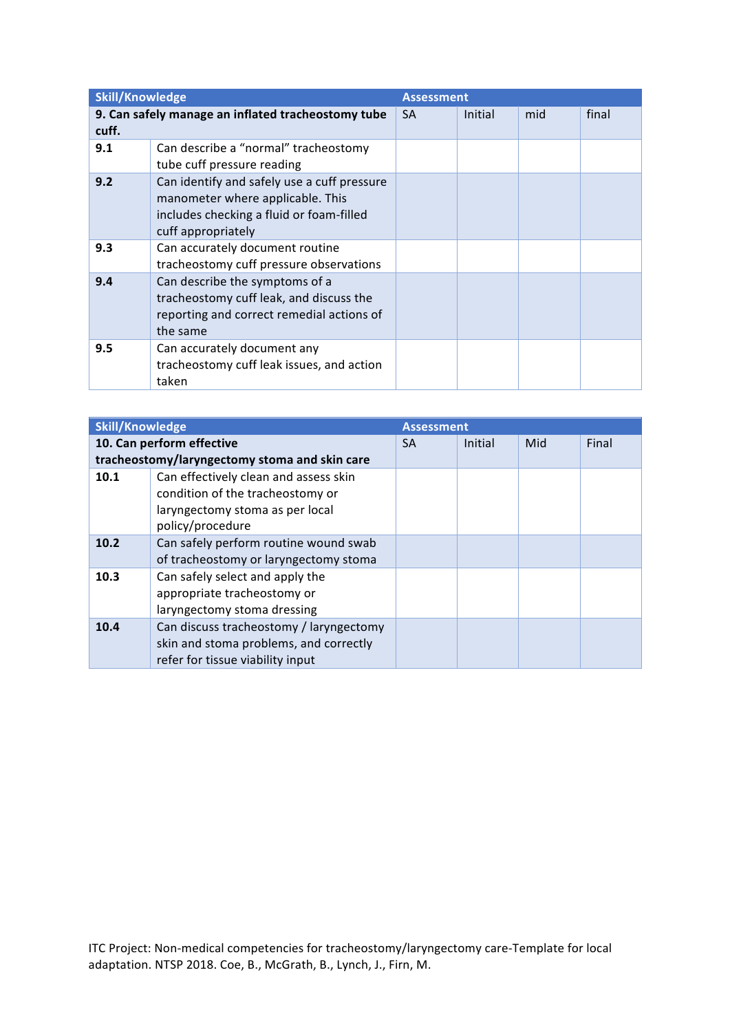| Skill/Knowledge | | Assessment | | | |
|---|---|---|---|---|---|
| **9. Can safely manage an inflated tracheostomy tube cuff.** | | SA | Initial | mid | final |
| **9.1** | Can describe a "normal" tracheostomy tube cuff pressure reading | | | | |
| **9.2** | Can identify and safely use a cuff pressure manometer where applicable. This includes checking a fluid or foam-filled cuff appropriately | | | | |
| **9.3** | Can accurately document routine tracheostomy cuff pressure observations | | | | |
| **9.4** | Can describe the symptoms of a tracheostomy cuff leak, and discuss the reporting and correct remedial actions of the same | | | | |
| **9.5** | Can accurately document any tracheostomy cuff leak issues, and action taken | | | | |

| Skill/Knowledge | | Assessment | | | |
|---|---|---|---|---|---|
| **10. Can perform effective tracheostomy/laryngectomy stoma and skin care** | | SA | Initial | Mid | Final |
| **10.1** | Can effectively clean and assess skin condition of the tracheostomy or laryngectomy stoma as per local policy/procedure | | | | |
| **10.2** | Can safely perform routine wound swab of tracheostomy or laryngectomy stoma | | | | |
| **10.3** | Can safely select and apply the appropriate tracheostomy or laryngectomy stoma dressing | | | | |
| **10.4** | Can discuss tracheostomy / laryngectomy skin and stoma problems, and correctly refer for tissue viability input | | | | |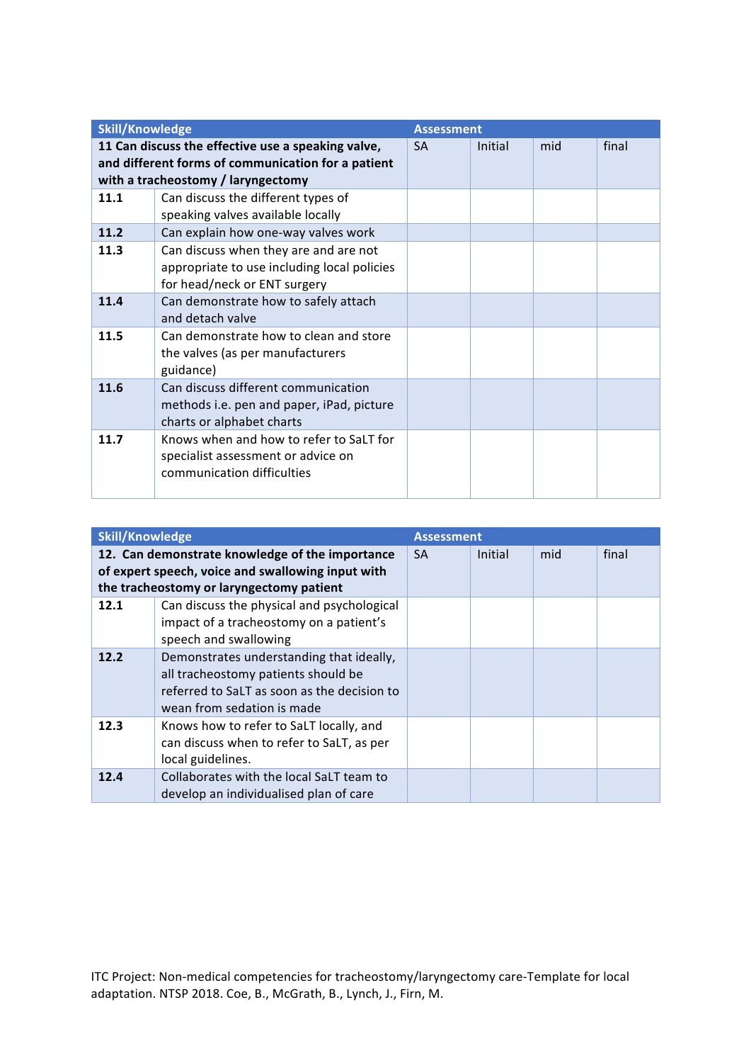| Skill/Knowledge | | Assessment | | | |
|---|---|---|---|---|---|
| **11 Can discuss the effective use a speaking valve, and different forms of communication for a patient with a tracheostomy / laryngectomy** | | SA | Initial | mid | final |
| **11.1** | Can discuss the different types of speaking valves available locally | | | | |
| **11.2** | Can explain how one-way valves work | | | | |
| **11.3** | Can discuss when they are and are not appropriate to use including local policies for head/neck or ENT surgery | | | | |
| **11.4** | Can demonstrate how to safely attach and detach valve | | | | |
| **11.5** | Can demonstrate how to clean and store the valves (as per manufacturers guidance) | | | | |
| **11.6** | Can discuss different communication methods i.e. pen and paper, iPad, picture charts or alphabet charts | | | | |
| **11.7** | Knows when and how to refer to SaLT for specialist assessment or advice on communication difficulties | | | | |

| Skill/Knowledge | | Assessment | | | |
|---|---|---|---|---|---|
| **12. Can demonstrate knowledge of the importance of expert speech, voice and swallowing input with the tracheostomy or laryngectomy patient** | | SA | Initial | mid | final |
| **12.1** | Can discuss the physical and psychological impact of a tracheostomy on a patient's speech and swallowing | | | | |
| **12.2** | Demonstrates understanding that ideally, all tracheostomy patients should be referred to SaLT as soon as the decision to wean from sedation is made | | | | |
| **12.3** | Knows how to refer to SaLT locally, and can discuss when to refer to SaLT, as per local guidelines. | | | | |
| **12.4** | Collaborates with the local SaLT team to develop an individualised plan of care | | | | |

ITC Project: Non-medical competencies for tracheostomy/laryngectomy care-Template for local adaptation. NTSP 2018. Coe, B., McGrath, B., Lynch, J., Firn, M.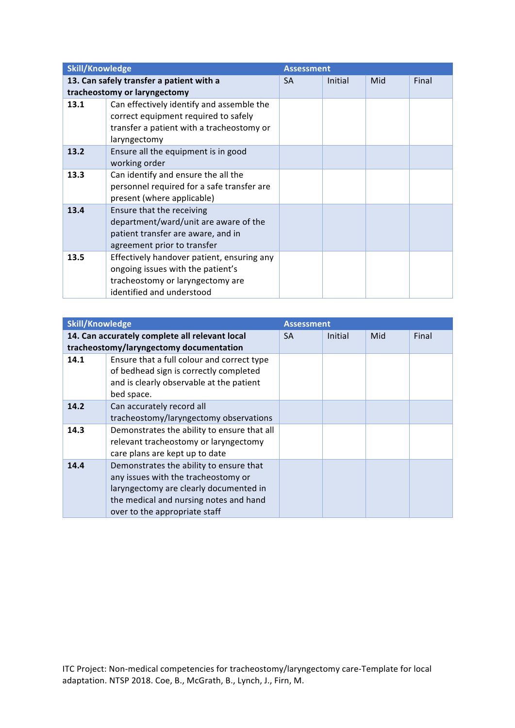| Skill/Knowledge | | Assessment | | | |
|---|---|---|---|---|---|
| **13. Can safely transfer a patient with a tracheostomy or laryngectomy** | | SA | Initial | Mid | Final |
| **13.1** | Can effectively identify and assemble the correct equipment required to safely transfer a patient with a tracheostomy or laryngectomy | | | | |
| **13.2** | Ensure all the equipment is in good working order | | | | |
| **13.3** | Can identify and ensure the all the personnel required for a safe transfer are present (where applicable) | | | | |
| **13.4** | Ensure that the receiving department/ward/unit are aware of the patient transfer are aware, and in agreement prior to transfer | | | | |
| **13.5** | Effectively handover patient, ensuring any ongoing issues with the patient's tracheostomy or laryngectomy are identified and understood | | | | |

| Skill/Knowledge | | Assessment | | | |
|---|---|---|---|---|---|
| **14. Can accurately complete all relevant local tracheostomy/laryngectomy documentation** | | SA | Initial | Mid | Final |
| **14.1** | Ensure that a full colour and correct type of bedhead sign is correctly completed and is clearly observable at the patient bed space. | | | | |
| **14.2** | Can accurately record all tracheostomy/laryngectomy observations | | | | |
| **14.3** | Demonstrates the ability to ensure that all relevant tracheostomy or laryngectomy care plans are kept up to date | | | | |
| **14.4** | Demonstrates the ability to ensure that any issues with the tracheostomy or laryngectomy are clearly documented in the medical and nursing notes and hand over to the appropriate staff | | | | |

ITC Project: Non-medical competencies for tracheostomy/laryngectomy care-Template for local adaptation. NTSP 2018. Coe, B., McGrath, B., Lynch, J., Firn, M.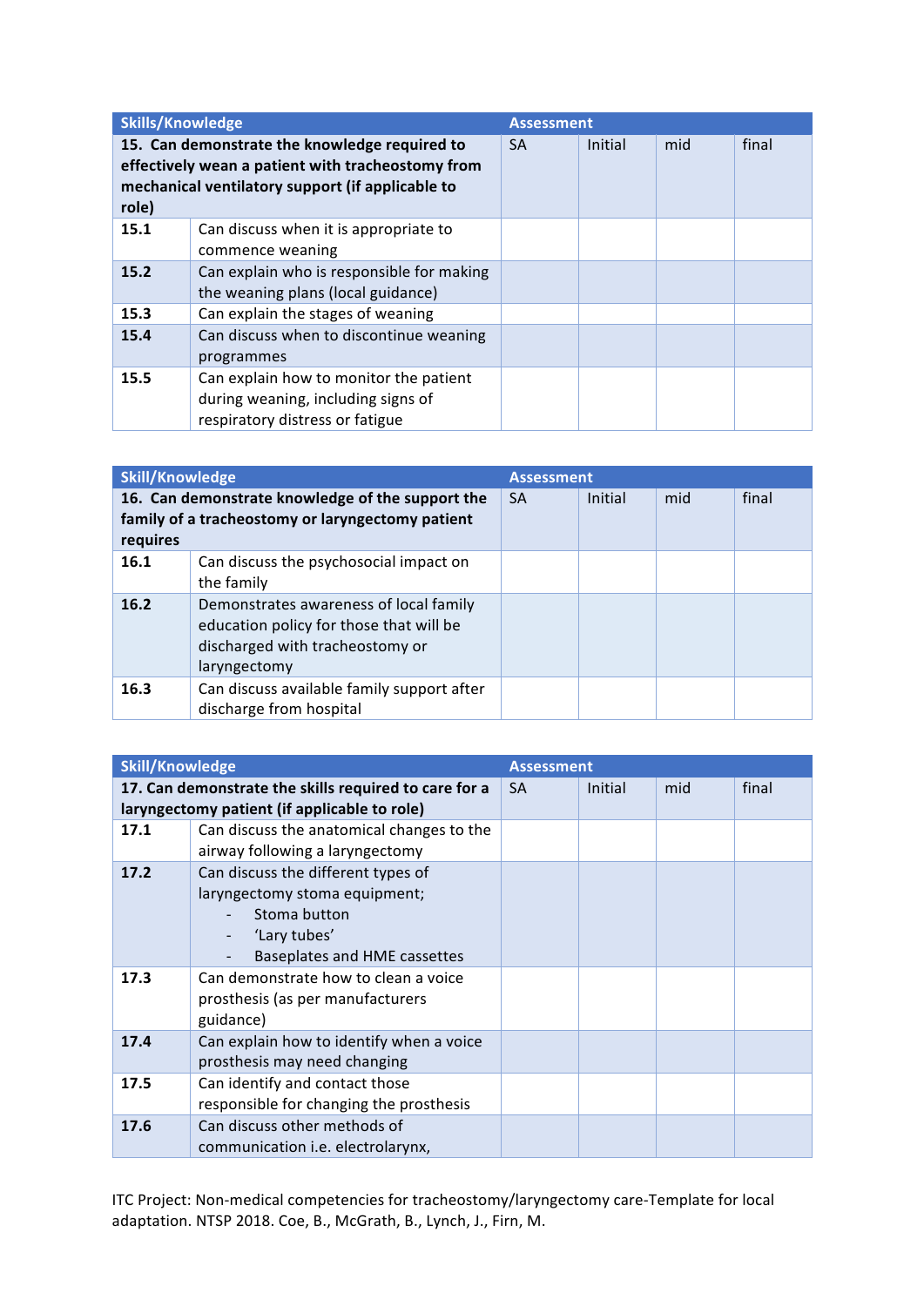| Skills/Knowledge | | Assessment | | | |
|---|---|---|---|---|---|
| **15. Can demonstrate the knowledge required to effectively wean a patient with tracheostomy from mechanical ventilatory support (if applicable to role)** | | SA | Initial | mid | final |
| **15.1** | Can discuss when it is appropriate to commence weaning | | | | |
| **15.2** | Can explain who is responsible for making the weaning plans (local guidance) | | | | |
| **15.3** | Can explain the stages of weaning | | | | |
| **15.4** | Can discuss when to discontinue weaning programmes | | | | |
| **15.5** | Can explain how to monitor the patient during weaning, including signs of respiratory distress or fatigue | | | | |

| Skill/Knowledge | | Assessment | | | |
|---|---|---|---|---|---|
| **16. Can demonstrate knowledge of the support the family of a tracheostomy or laryngectomy patient requires** | | SA | Initial | mid | final |
| **16.1** | Can discuss the psychosocial impact on the family | | | | |
| **16.2** | Demonstrates awareness of local family education policy for those that will be discharged with tracheostomy or laryngectomy | | | | |
| **16.3** | Can discuss available family support after discharge from hospital | | | | |

| Skill/Knowledge | | Assessment | | | |
|---|---|---|---|---|---|
| **17. Can demonstrate the skills required to care for a laryngectomy patient (if applicable to role)** | | SA | Initial | mid | final |
| **17.1** | Can discuss the anatomical changes to the airway following a laryngectomy | | | | |
| **17.2** | Can discuss the different types of laryngectomy stoma equipment;<br>- Stoma button<br>- 'Lary tubes'<br>- Baseplates and HME cassettes | | | | |
| **17.3** | Can demonstrate how to clean a voice prosthesis (as per manufacturers guidance) | | | | |
| **17.4** | Can explain how to identify when a voice prosthesis may need changing | | | | |
| **17.5** | Can identify and contact those responsible for changing the prosthesis | | | | |
| **17.6** | Can discuss other methods of communication i.e. electrolarynx, | | | | |

ITC Project: Non-medical competencies for tracheostomy/laryngectomy care-Template for local adaptation. NTSP 2018. Coe, B., McGrath, B., Lynch, J., Firn, M.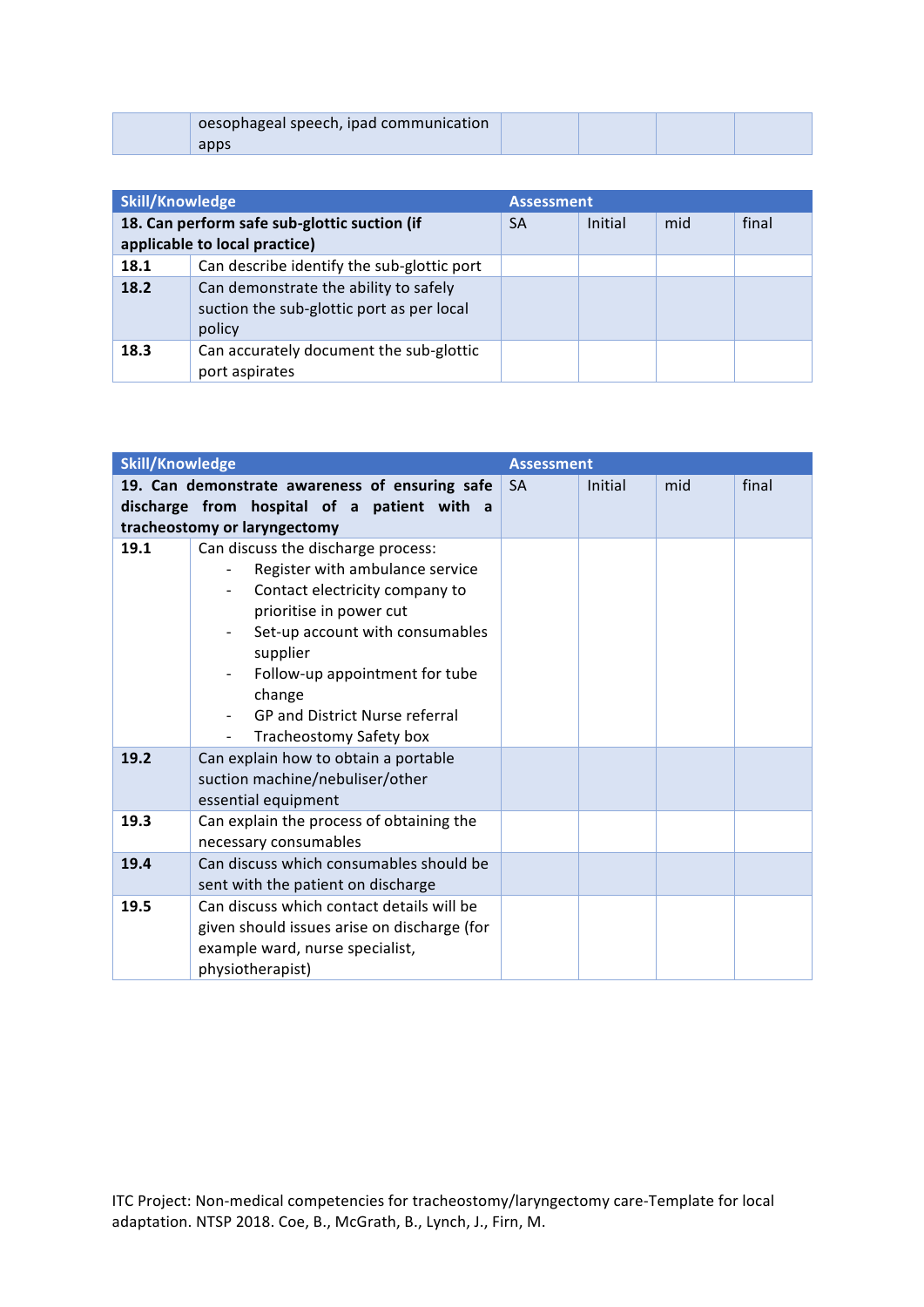|  | oesophageal speech, ipad communication apps |  |  |  |  |
|---|---|---|---|---|---|

| Skill/Knowledge | | Assessment | | | |
|---|---|---|---|---|---|
| **18. Can perform safe sub-glottic suction (if applicable to local practice)** | | SA | Initial | mid | final |
| **18.1** | Can describe identify the sub-glottic port | | | | |
| **18.2** | Can demonstrate the ability to safely suction the sub-glottic port as per local policy | | | | |
| **18.3** | Can accurately document the sub-glottic port aspirates | | | | |

| Skill/Knowledge | | Assessment | | | |
|---|---|---|---|---|---|
| **19. Can demonstrate awareness of ensuring safe discharge from hospital of a patient with a tracheostomy or laryngectomy** | | SA | Initial | mid | final |
| **19.1** | Can discuss the discharge process:<br>- Register with ambulance service<br>- Contact electricity company to prioritise in power cut<br>- Set-up account with consumables supplier<br>- Follow-up appointment for tube change<br>- GP and District Nurse referral<br>- Tracheostomy Safety box | | | | |
| **19.2** | Can explain how to obtain a portable suction machine/nebuliser/other essential equipment | | | | |
| **19.3** | Can explain the process of obtaining the necessary consumables | | | | |
| **19.4** | Can discuss which consumables should be sent with the patient on discharge | | | | |
| **19.5** | Can discuss which contact details will be given should issues arise on discharge (for example ward, nurse specialist, physiotherapist) | | | | |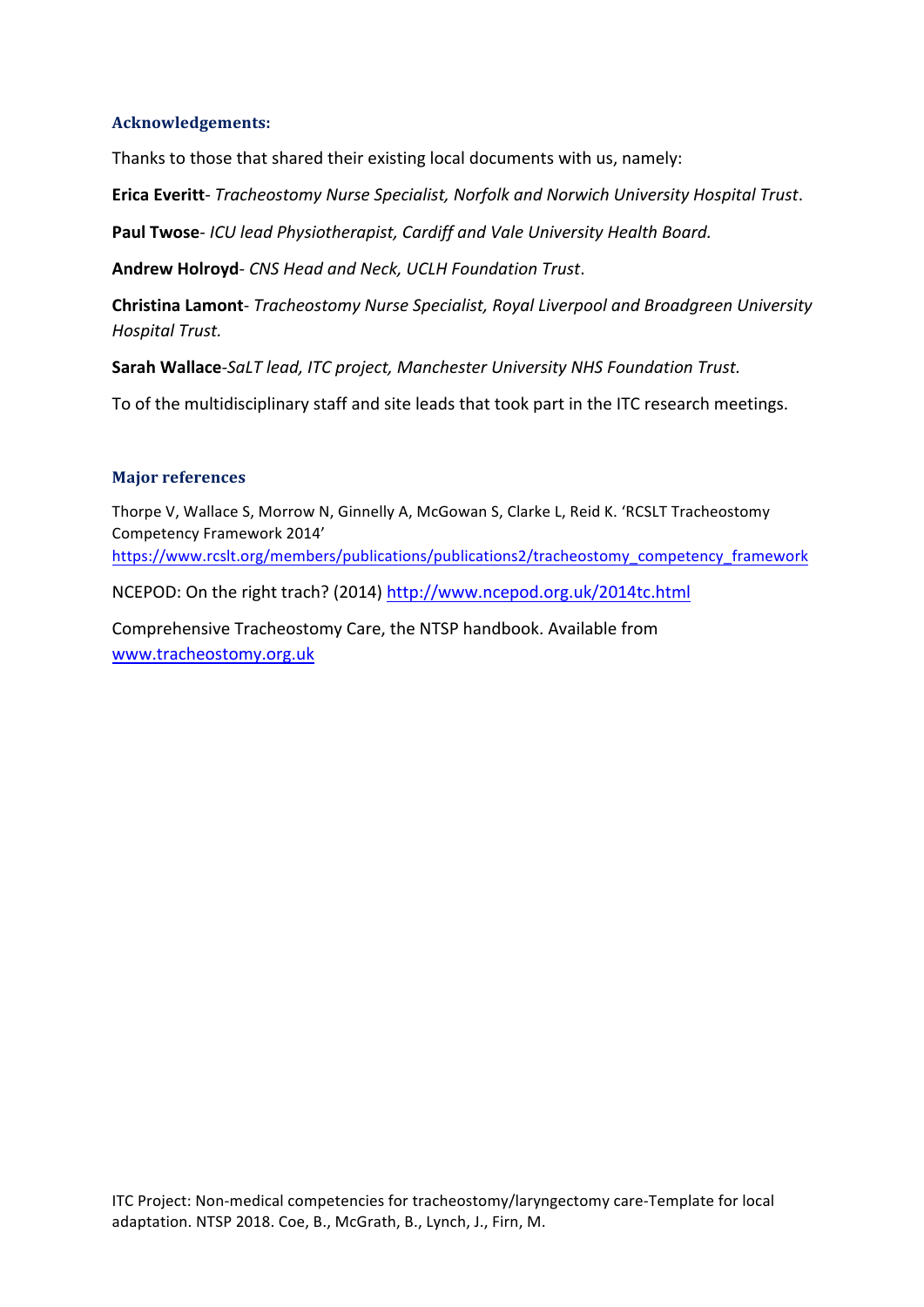### Acknowledgements:

Thanks to those that shared their existing local documents with us, namely:

**Erica Everitt**- *Tracheostomy Nurse Specialist, Norfolk and Norwich University Hospital Trust*.

**Paul Twose**- *ICU lead Physiotherapist, Cardiff and Vale University Health Board.*

**Andrew Holroyd**- *CNS Head and Neck, UCLH Foundation Trust*.

**Christina Lamont**- *Tracheostomy Nurse Specialist, Royal Liverpool and Broadgreen University Hospital Trust.*

**Sarah Wallace**-*SaLT lead, ITC project, Manchester University NHS Foundation Trust.*

To of the multidisciplinary staff and site leads that took part in the ITC research meetings.

### Major references

Thorpe V, Wallace S, Morrow N, Ginnelly A, McGowan S, Clarke L, Reid K. 'RCSLT Tracheostomy Competency Framework 2014' https://www.rcslt.org/members/publications/publications2/tracheostomy_competency_framework

NCEPOD: On the right trach? (2014) http://www.ncepod.org.uk/2014tc.html

Comprehensive Tracheostomy Care, the NTSP handbook. Available from www.tracheostomy.org.uk

ITC Project: Non-medical competencies for tracheostomy/laryngectomy care-Template for local adaptation. NTSP 2018. Coe, B., McGrath, B., Lynch, J., Firn, M.